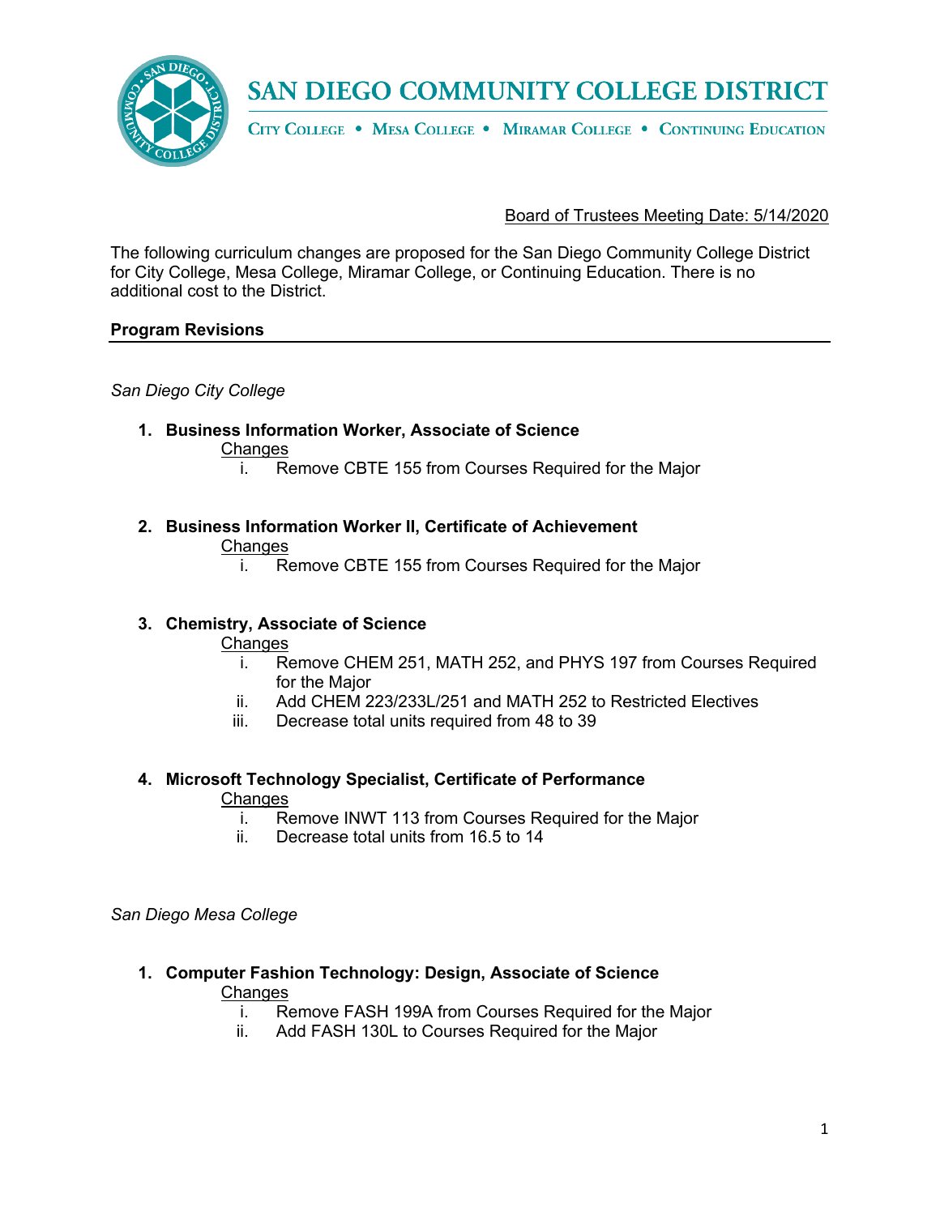# SAN DIEGO COMMUNITY COLLEGE DISTRICT

CITY COLLEGE • MESA COLLEGE • MIRAMAR COLLEGE • CONTINUING EDUCATION

Board of Trustees Meeting Date: 5/14/2020

The following curriculum changes are proposed for the San Diego Community College District for City College, Mesa College, Miramar College, or Continuing Education. There is no additional cost to the District.

## Program Revisions

*San Diego City College*

1. **Business Information Worker, Associate of Science**
   Changes
   i. Remove CBTE 155 from Courses Required for the Major

2. **Business Information Worker II, Certificate of Achievement**
   Changes
   i. Remove CBTE 155 from Courses Required for the Major

3. **Chemistry, Associate of Science**
   Changes
   i. Remove CHEM 251, MATH 252, and PHYS 197 from Courses Required for the Major
   ii. Add CHEM 223/233L/251 and MATH 252 to Restricted Electives
   iii. Decrease total units required from 48 to 39

4. **Microsoft Technology Specialist, Certificate of Performance**
   Changes
   i. Remove INWT 113 from Courses Required for the Major
   ii. Decrease total units from 16.5 to 14

*San Diego Mesa College*

1. **Computer Fashion Technology: Design, Associate of Science**
   Changes
   i. Remove FASH 199A from Courses Required for the Major
   ii. Add FASH 130L to Courses Required for the Major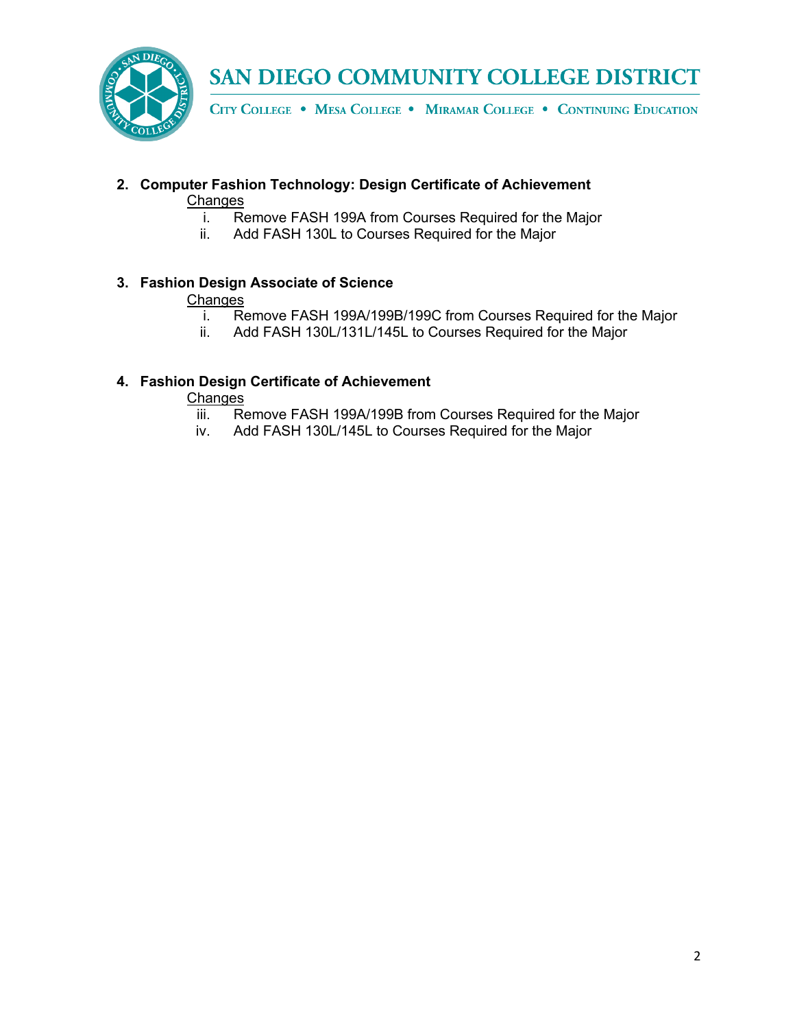2. **Computer Fashion Technology: Design Certificate of Achievement**

   Changes

   i. Remove FASH 199A from Courses Required for the Major
   ii. Add FASH 130L to Courses Required for the Major

3. **Fashion Design Associate of Science**

   Changes

   i. Remove FASH 199A/199B/199C from Courses Required for the Major
   ii. Add FASH 130L/131L/145L to Courses Required for the Major

4. **Fashion Design Certificate of Achievement**

   Changes

   iii. Remove FASH 199A/199B from Courses Required for the Major
   iv. Add FASH 130L/145L to Courses Required for the Major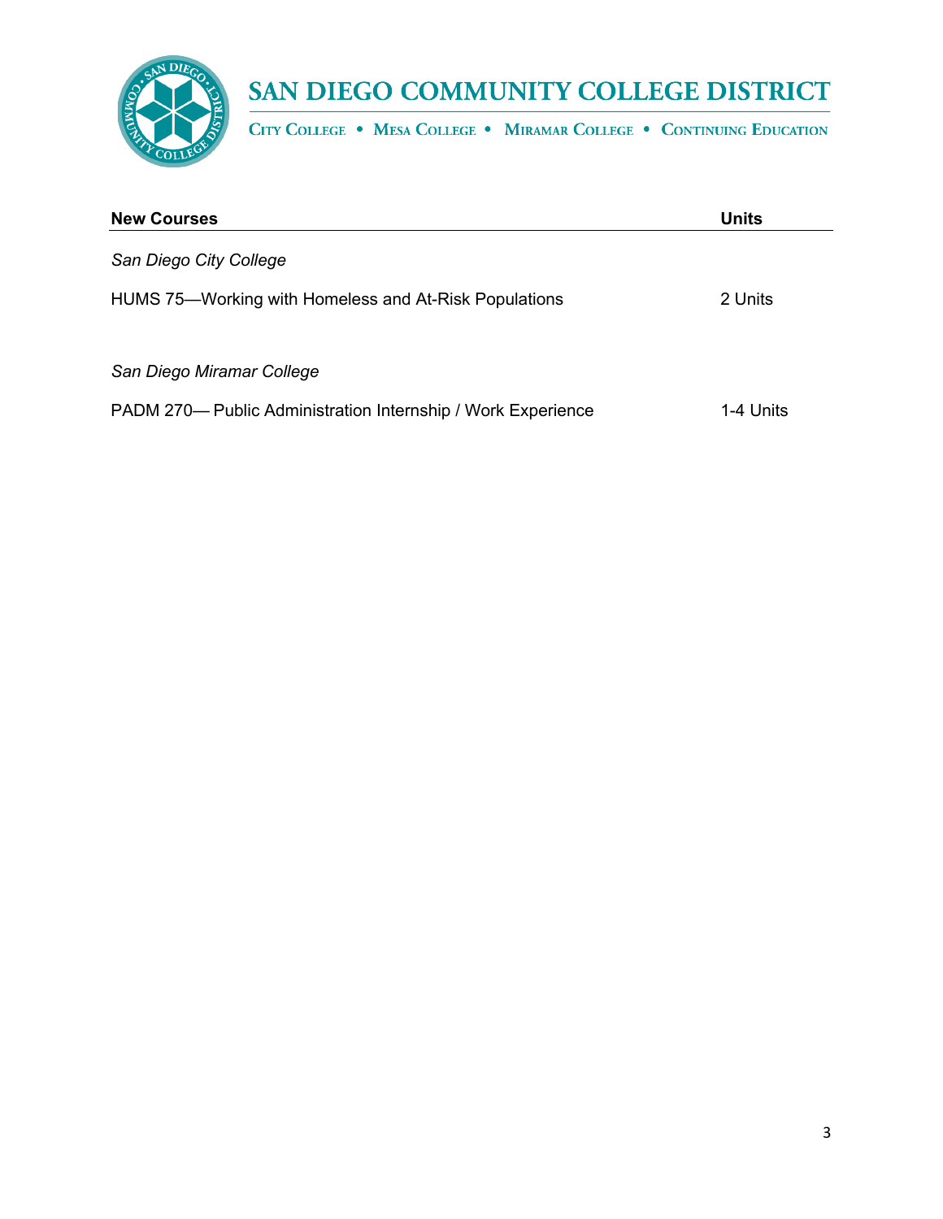| **New Courses** | **Units** |
|---|---|
| *San Diego City College* | |
| HUMS 75—Working with Homeless and At-Risk Populations | 2 Units |
| *San Diego Miramar College* | |
| PADM 270— Public Administration Internship / Work Experience | 1-4 Units |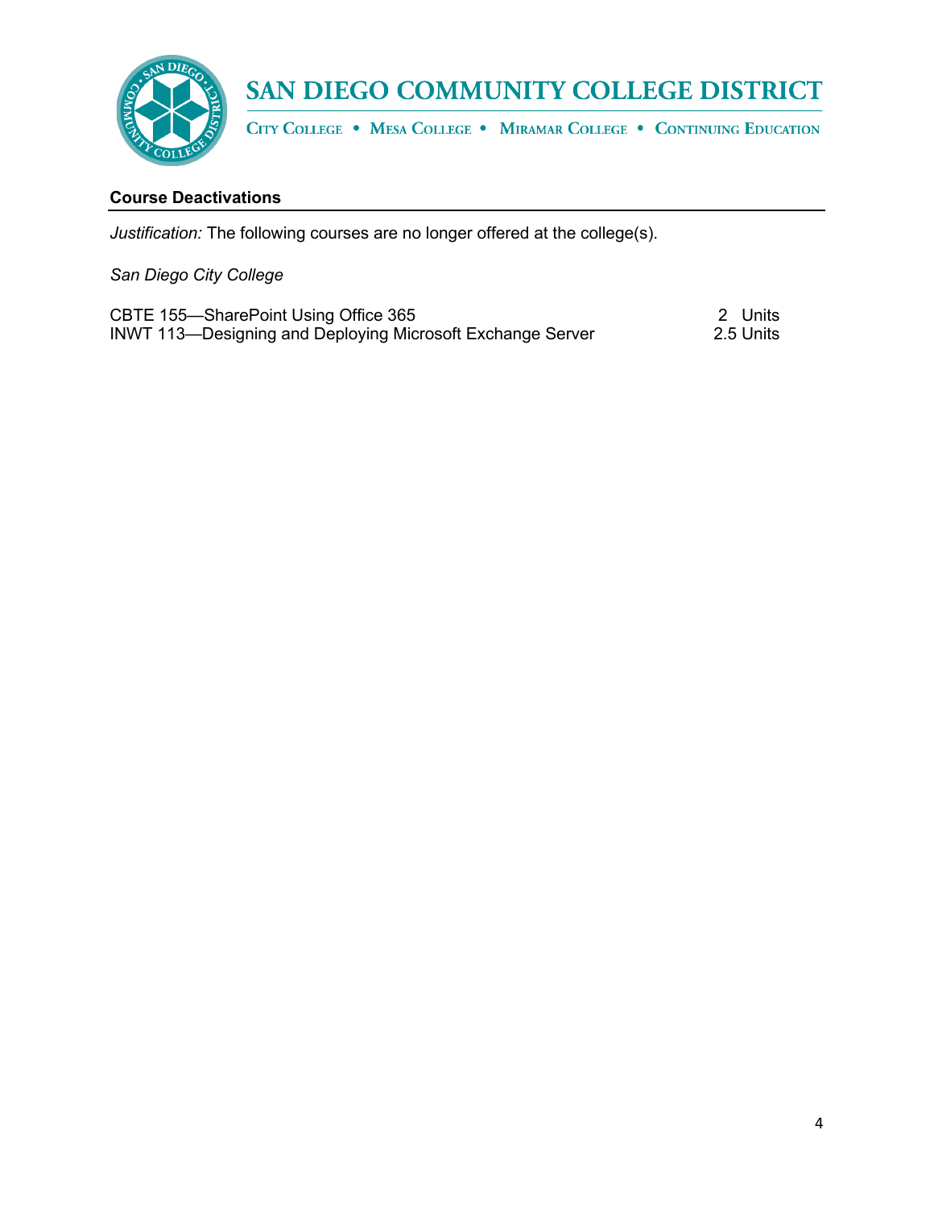SAN DIEGO COMMUNITY COLLEGE DISTRICT

CITY COLLEGE • MESA COLLEGE • MIRAMAR COLLEGE • CONTINUING EDUCATION

## Course Deactivations

*Justification:* The following courses are no longer offered at the college(s).

*San Diego City College*

| | |
|---|---|
| CBTE 155—SharePoint Using Office 365 | 2 Units |
| INWT 113—Designing and Deploying Microsoft Exchange Server | 2.5 Units |